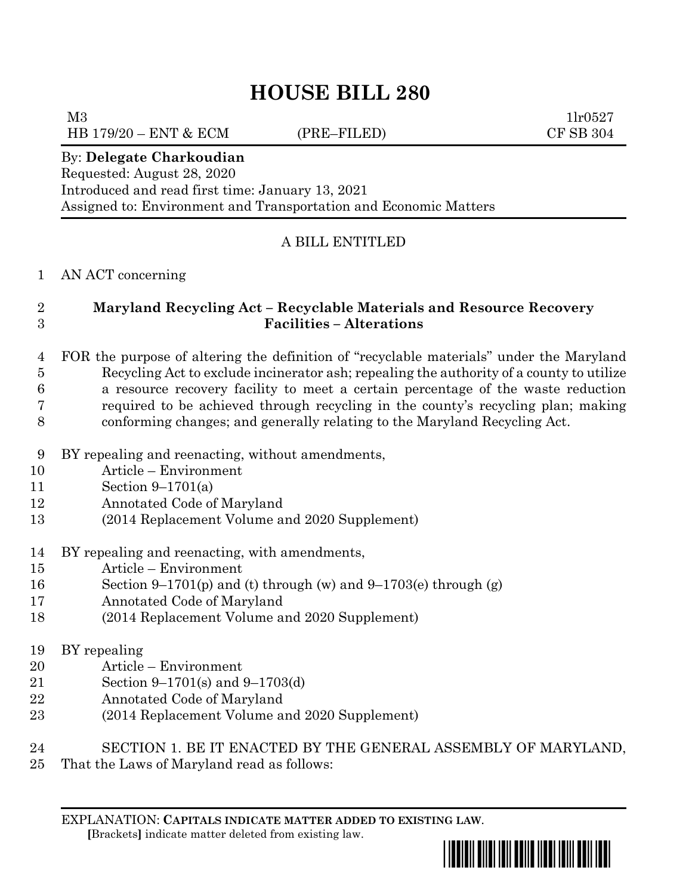# HOUSE BILL 280

M3 1lr0527
HB 179/20 – ENT & ECM (PRE–FILED) CF SB 304

By: **Delegate Charkoudian**
Requested: August 28, 2020
Introduced and read first time: January 13, 2021
Assigned to: Environment and Transportation and Economic Matters

A BILL ENTITLED

1 AN ACT concerning

2 **Maryland Recycling Act – Recyclable Materials and Resource Recovery**
3 **Facilities – Alterations**

4 FOR the purpose of altering the definition of "recyclable materials" under the Maryland
5 Recycling Act to exclude incinerator ash; repealing the authority of a county to utilize
6 a resource recovery facility to meet a certain percentage of the waste reduction
7 required to be achieved through recycling in the county's recycling plan; making
8 conforming changes; and generally relating to the Maryland Recycling Act.

9 BY repealing and reenacting, without amendments,
10 Article – Environment
11 Section 9–1701(a)
12 Annotated Code of Maryland
13 (2014 Replacement Volume and 2020 Supplement)

14 BY repealing and reenacting, with amendments,
15 Article – Environment
16 Section 9–1701(p) and (t) through (w) and 9–1703(e) through (g)
17 Annotated Code of Maryland
18 (2014 Replacement Volume and 2020 Supplement)

19 BY repealing
20 Article – Environment
21 Section 9–1701(s) and 9–1703(d)
22 Annotated Code of Maryland
23 (2014 Replacement Volume and 2020 Supplement)

24 SECTION 1. BE IT ENACTED BY THE GENERAL ASSEMBLY OF MARYLAND,
25 That the Laws of Maryland read as follows:

EXPLANATION: **CAPITALS INDICATE MATTER ADDED TO EXISTING LAW**.
**[**Brackets**]** indicate matter deleted from existing law.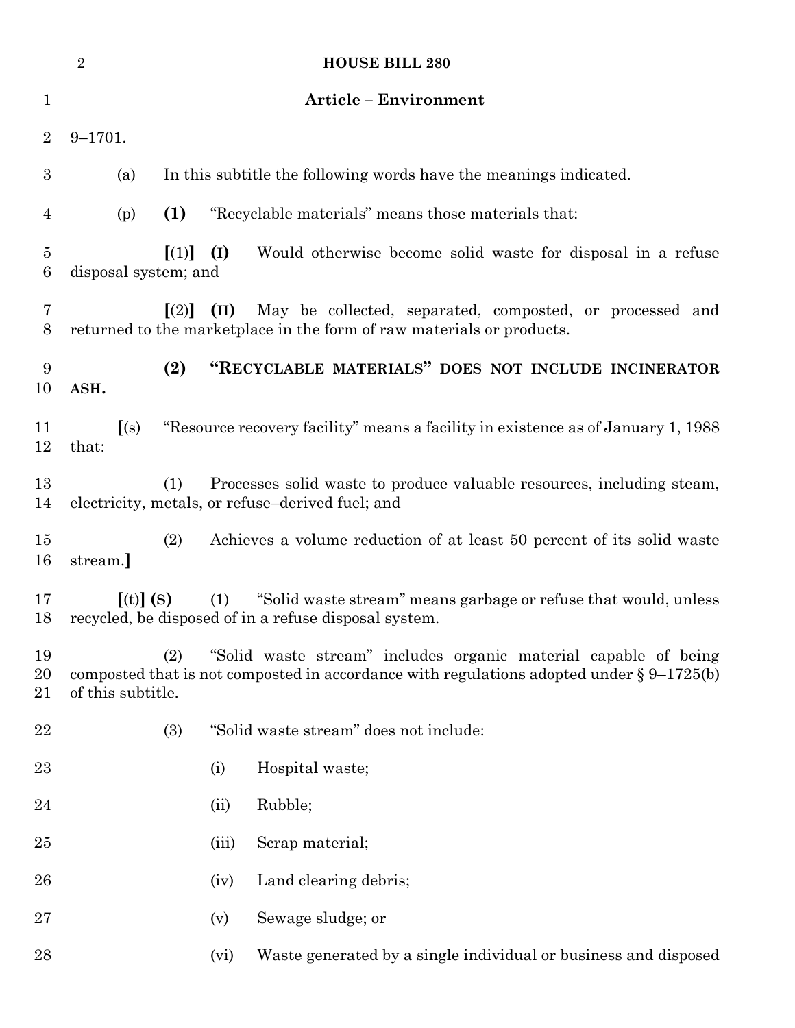**Article – Environment**

9–1701.

(a) In this subtitle the following words have the meanings indicated.

(p) **(1)** "Recyclable materials" means those materials that:

**[**(1)**]** **(I)** Would otherwise become solid waste for disposal in a refuse disposal system; and

**[**(2)**]** **(II)** May be collected, separated, composted, or processed and returned to the marketplace in the form of raw materials or products.

**(2) "RECYCLABLE MATERIALS" DOES NOT INCLUDE INCINERATOR ASH.**

**[**(s) "Resource recovery facility" means a facility in existence as of January 1, 1988 that:

(1) Processes solid waste to produce valuable resources, including steam, electricity, metals, or refuse–derived fuel; and

(2) Achieves a volume reduction of at least 50 percent of its solid waste stream.**]**

**[**(t)**]** **(S)** (1) "Solid waste stream" means garbage or refuse that would, unless recycled, be disposed of in a refuse disposal system.

(2) "Solid waste stream" includes organic material capable of being composted that is not composted in accordance with regulations adopted under § 9–1725(b) of this subtitle.

(3) "Solid waste stream" does not include:

(i) Hospital waste;

(ii) Rubble;

(iii) Scrap material;

(iv) Land clearing debris;

(v) Sewage sludge; or

(vi) Waste generated by a single individual or business and disposed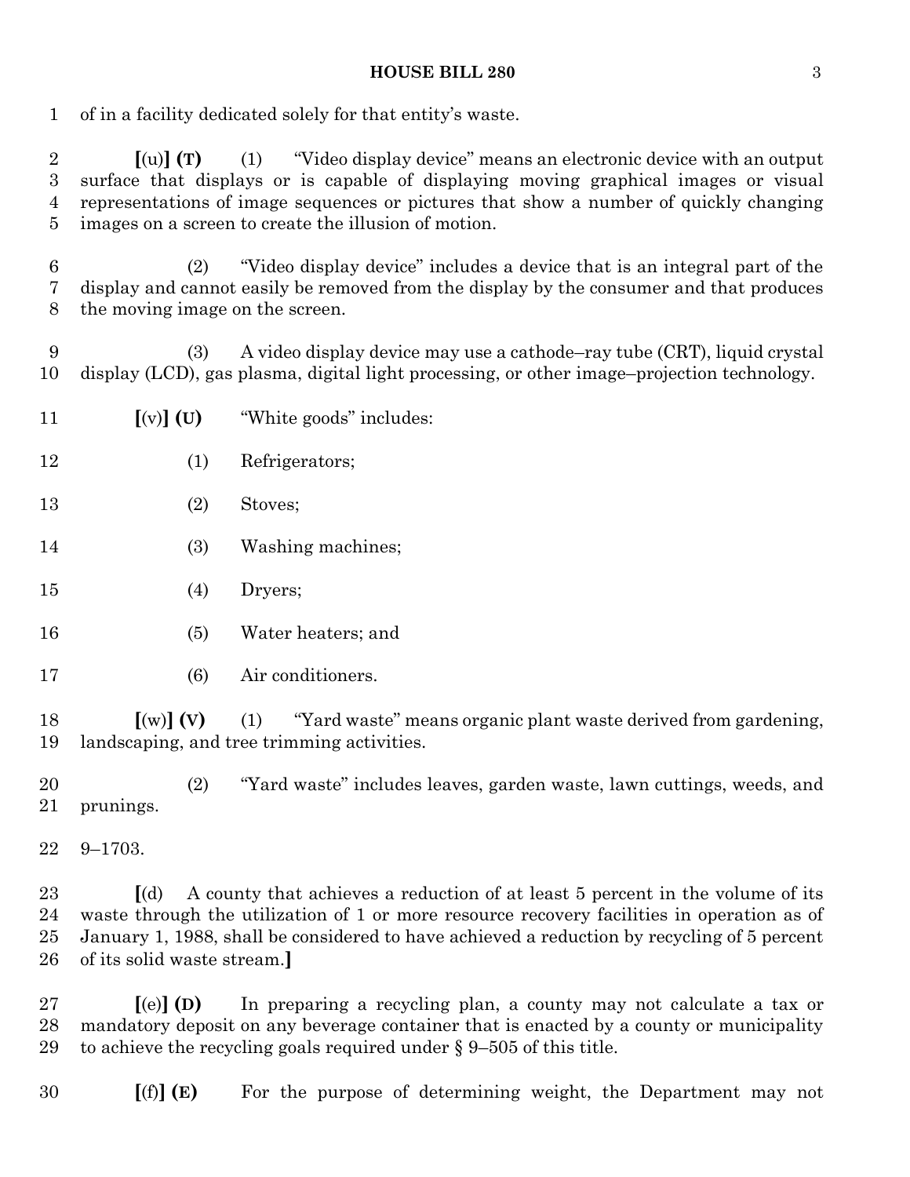of in a facility dedicated solely for that entity's waste.

**[**(u)**] (T)** (1) "Video display device" means an electronic device with an output surface that displays or is capable of displaying moving graphical images or visual representations of image sequences or pictures that show a number of quickly changing images on a screen to create the illusion of motion.

(2) "Video display device" includes a device that is an integral part of the display and cannot easily be removed from the display by the consumer and that produces the moving image on the screen.

(3) A video display device may use a cathode–ray tube (CRT), liquid crystal display (LCD), gas plasma, digital light processing, or other image–projection technology.

**[**(v)**] (U)** "White goods" includes:

(1) Refrigerators;

(2) Stoves;

(3) Washing machines;

(4) Dryers;

(5) Water heaters; and

(6) Air conditioners.

**[**(w)**] (V)** (1) "Yard waste" means organic plant waste derived from gardening, landscaping, and tree trimming activities.

(2) "Yard waste" includes leaves, garden waste, lawn cuttings, weeds, and prunings.

9–1703.

**[**(d) A county that achieves a reduction of at least 5 percent in the volume of its waste through the utilization of 1 or more resource recovery facilities in operation as of January 1, 1988, shall be considered to have achieved a reduction by recycling of 5 percent of its solid waste stream.**]**

**[**(e)**] (D)** In preparing a recycling plan, a county may not calculate a tax or mandatory deposit on any beverage container that is enacted by a county or municipality to achieve the recycling goals required under § 9–505 of this title.

**[**(f)**] (E)** For the purpose of determining weight, the Department may not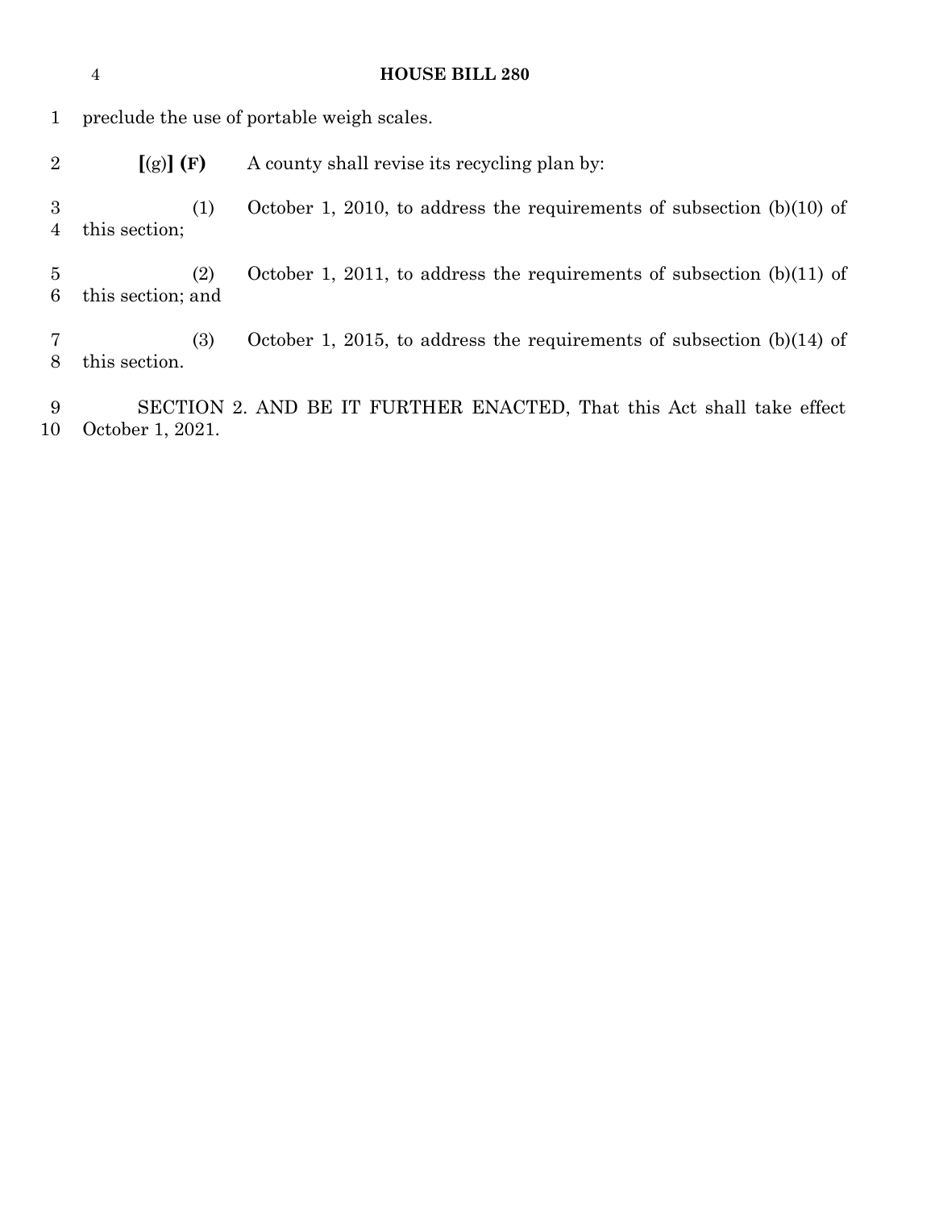preclude the use of portable weigh scales.

**[**(g)**]** **(F)** A county shall revise its recycling plan by:

(1) October 1, 2010, to address the requirements of subsection (b)(10) of this section;

(2) October 1, 2011, to address the requirements of subsection (b)(11) of this section; and

(3) October 1, 2015, to address the requirements of subsection (b)(14) of this section.

SECTION 2. AND BE IT FURTHER ENACTED, That this Act shall take effect October 1, 2021.